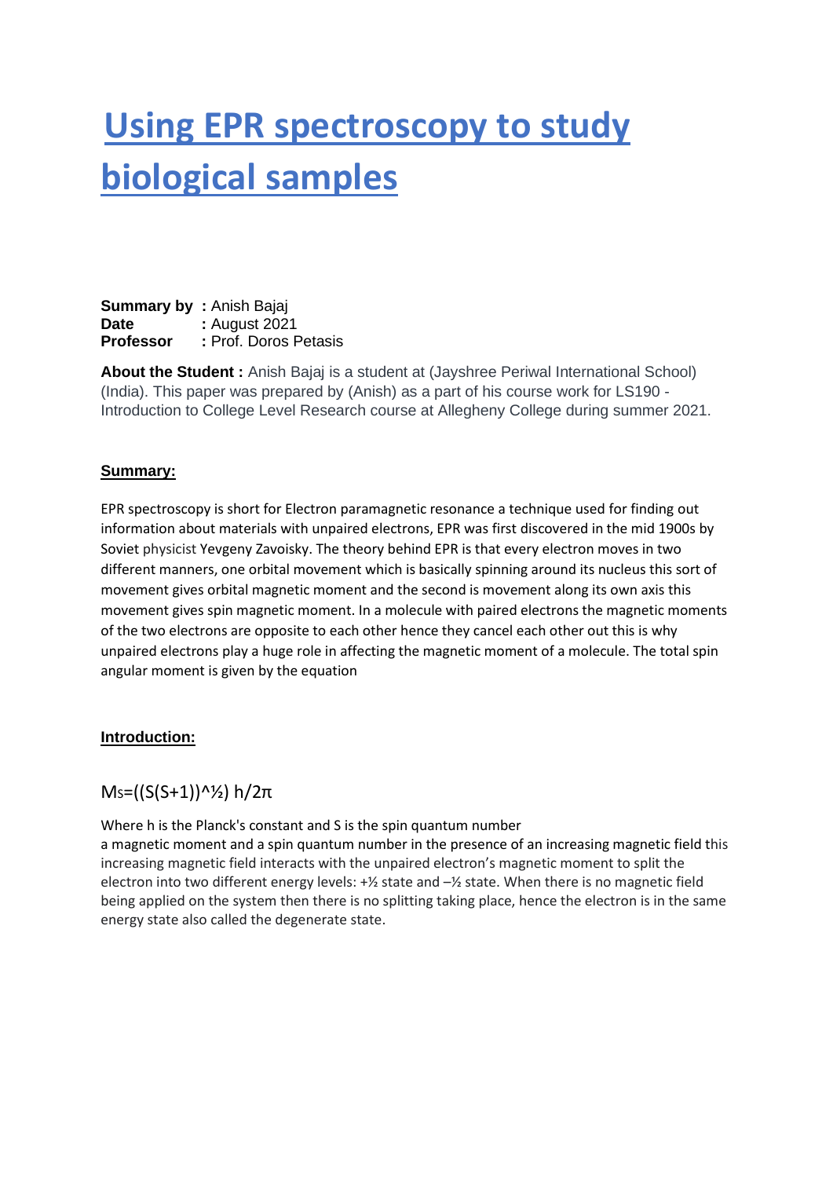# Using EPR spectroscopy to study biological samples

**Summary by** **:** Anish Bajaj
**Date** **:** August 2021
**Professor** **:** Prof. Doros Petasis

**About the Student :** Anish Bajaj is a student at (Jayshree Periwal International School) (India). This paper was prepared by (Anish) as a part of his course work for LS190 - Introduction to College Level Research course at Allegheny College during summer 2021.

## Summary:

EPR spectroscopy is short for Electron paramagnetic resonance a technique used for finding out information about materials with unpaired electrons, EPR was first discovered in the mid 1900s by Soviet physicist Yevgeny Zavoisky. The theory behind EPR is that every electron moves in two different manners, one orbital movement which is basically spinning around its nucleus this sort of movement gives orbital magnetic moment and the second is movement along its own axis this movement gives spin magnetic moment. In a molecule with paired electrons the magnetic moments of the two electrons are opposite to each other hence they cancel each other out this is why unpaired electrons play a huge role in affecting the magnetic moment of a molecule. The total spin angular moment is given by the equation

## Introduction:

$$M_S=((S(S+1))^{1/2})\ h/2\pi$$

Where h is the Planck's constant and S is the spin quantum number
a magnetic moment and a spin quantum number in the presence of an increasing magnetic field this increasing magnetic field interacts with the unpaired electron's magnetic moment to split the electron into two different energy levels: +½ state and –½ state. When there is no magnetic field being applied on the system then there is no splitting taking place, hence the electron is in the same energy state also called the degenerate state.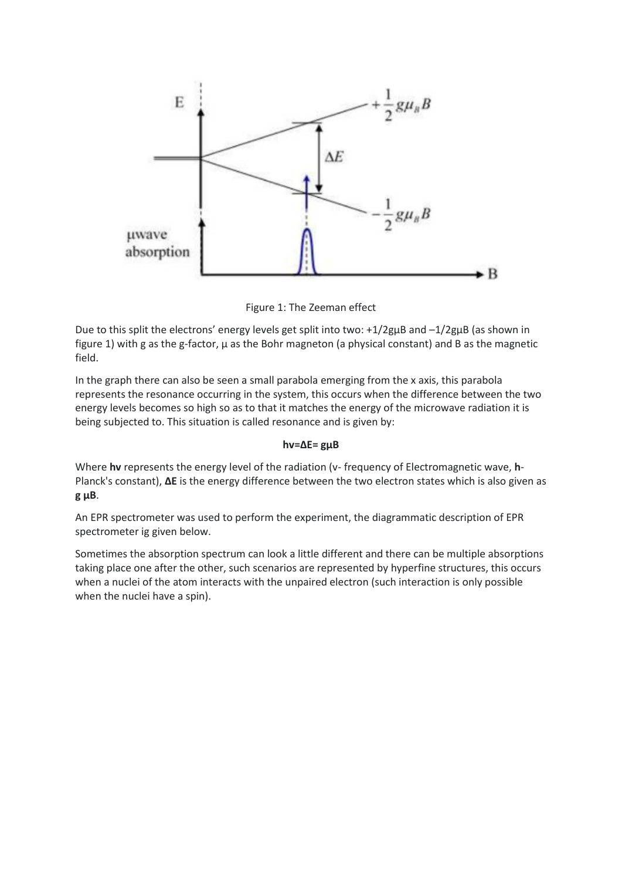Figure 1: The Zeeman effect

Due to this split the electrons' energy levels get split into two: $+1/2g\mu B$ and $-1/2g\mu B$ (as shown in figure 1) with g as the g-factor, $\mu$ as the Bohr magneton (a physical constant) and B as the magnetic field.

In the graph there can also be seen a small parabola emerging from the x axis, this parabola represents the resonance occurring in the system, this occurs when the difference between the two energy levels becomes so high so as to that it matches the energy of the microwave radiation it is being subjected to. This situation is called resonance and is given by:

$$h\nu = \Delta E = g\mu B$$

Where **$h\nu$** represents the energy level of the radiation ($\nu$- frequency of Electromagnetic wave, **h**- Planck's constant), **$\Delta E$** is the energy difference between the two electron states which is also given as **$g\,\mu B$**.

An EPR spectrometer was used to perform the experiment, the diagrammatic description of EPR spectrometer ig given below.

Sometimes the absorption spectrum can look a little different and there can be multiple absorptions taking place one after the other, such scenarios are represented by hyperfine structures, this occurs when a nuclei of the atom interacts with the unpaired electron (such interaction is only possible when the nuclei have a spin).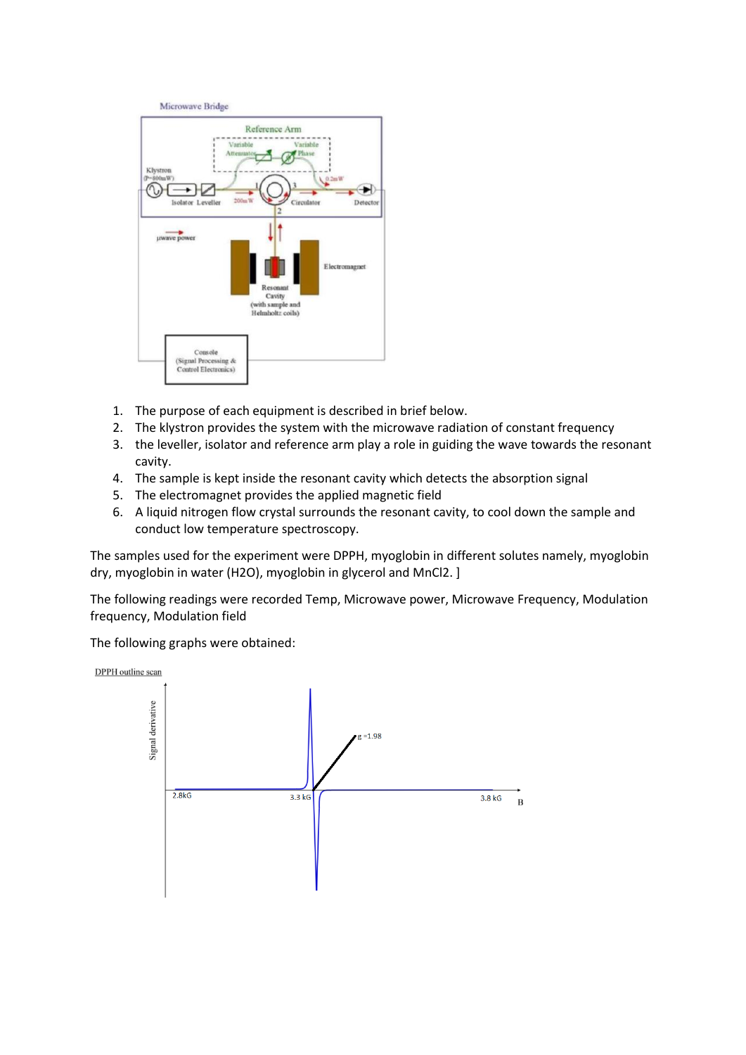1. The purpose of each equipment is described in brief below.
2. The klystron provides the system with the microwave radiation of constant frequency
3. the leveller, isolator and reference arm play a role in guiding the wave towards the resonant cavity.
4. The sample is kept inside the resonant cavity which detects the absorption signal
5. The electromagnet provides the applied magnetic field
6. A liquid nitrogen flow crystal surrounds the resonant cavity, to cool down the sample and conduct low temperature spectroscopy.

The samples used for the experiment were DPPH, myoglobin in different solutes namely, myoglobin dry, myoglobin in water ($H_2O$), myoglobin in glycerol and $MnCl_2$. ]

The following readings were recorded Temp, Microwave power, Microwave Frequency, Modulation frequency, Modulation field

The following graphs were obtained: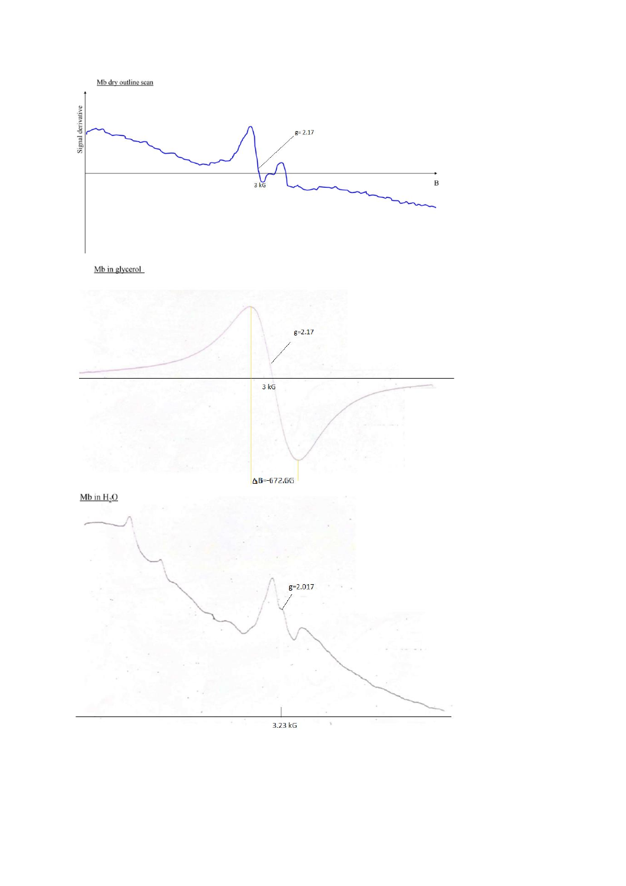Mb dry outline scan

Signal derivative

g= 2.17

3 kG

B

Mb in glycerol

g=2.17

3 kG

$\Delta B$=-672.6G

Mb in $H_2O$

g=2.017

3.23 kG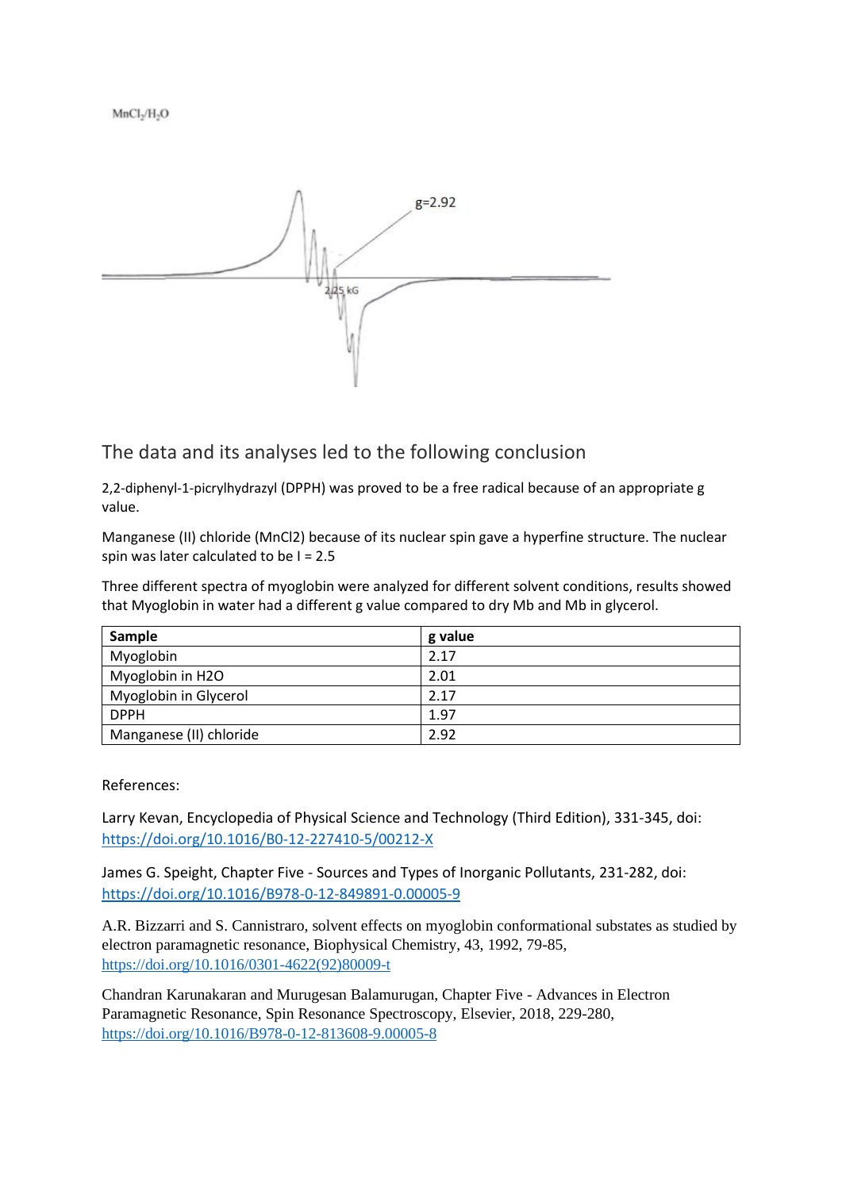$MnCl_2/H_2O$

g=2.92

2.25 kG

## The data and its analyses led to the following conclusion

2,2-diphenyl-1-picrylhydrazyl (DPPH) was proved to be a free radical because of an appropriate g value.

Manganese (II) chloride ($MnCl_2$) because of its nuclear spin gave a hyperfine structure. The nuclear spin was later calculated to be I = 2.5

Three different spectra of myoglobin were analyzed for different solvent conditions, results showed that Myoglobin in water had a different g value compared to dry Mb and Mb in glycerol.

| **Sample** | **g value** |
| --- | --- |
| Myoglobin | 2.17 |
| Myoglobin in $H_2O$ | 2.01 |
| Myoglobin in Glycerol | 2.17 |
| DPPH | 1.97 |
| Manganese (II) chloride | 2.92 |

References:

Larry Kevan, Encyclopedia of Physical Science and Technology (Third Edition), 331-345, doi: https://doi.org/10.1016/B0-12-227410-5/00212-X

James G. Speight, Chapter Five - Sources and Types of Inorganic Pollutants, 231-282, doi: https://doi.org/10.1016/B978-0-12-849891-0.00005-9

A.R. Bizzarri and S. Cannistraro, solvent effects on myoglobin conformational substates as studied by electron paramagnetic resonance, Biophysical Chemistry, 43, 1992, 79-85, https://doi.org/10.1016/0301-4622(92)80009-t

Chandran Karunakaran and Murugesan Balamurugan, Chapter Five - Advances in Electron Paramagnetic Resonance, Spin Resonance Spectroscopy, Elsevier, 2018, 229-280, https://doi.org/10.1016/B978-0-12-813608-9.00005-8